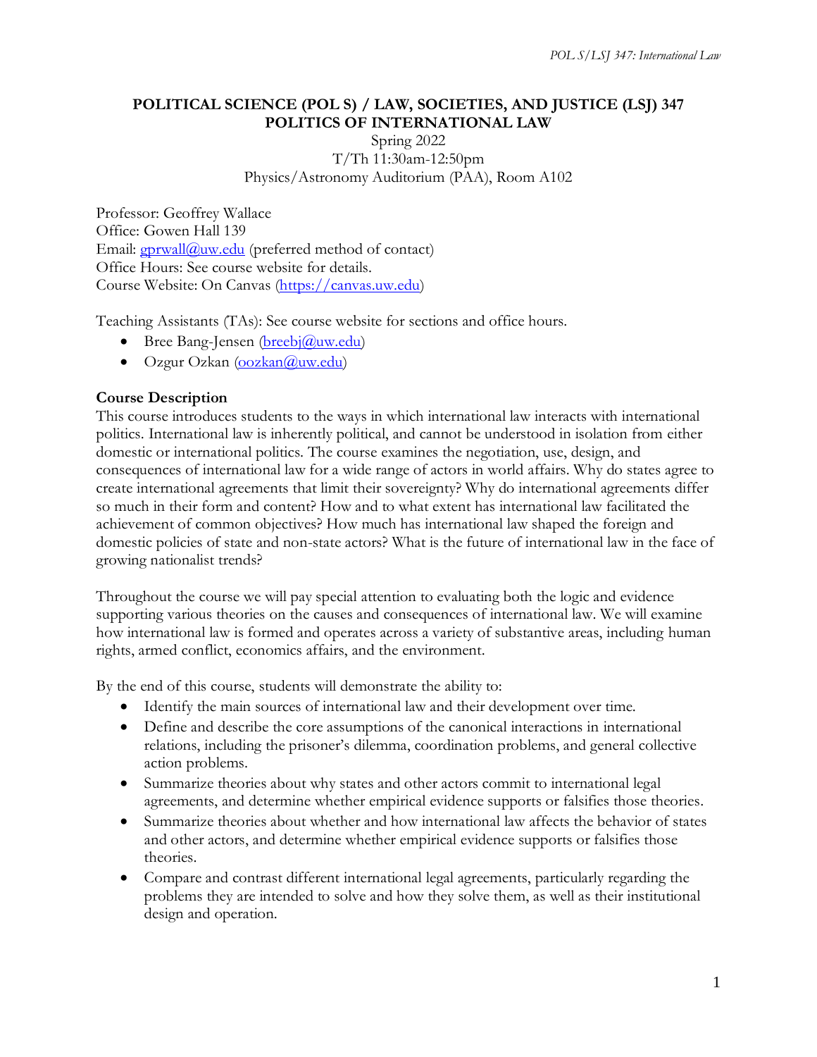# POLITICAL SCIENCE (POL S) / LAW, SOCIETIES, AND JUSTICE (LSJ) 347
# POLITICS OF INTERNATIONAL LAW

Spring 2022
T/Th 11:30am-12:50pm
Physics/Astronomy Auditorium (PAA), Room A102

Professor: Geoffrey Wallace
Office: Gowen Hall 139
Email: gprwall@uw.edu (preferred method of contact)
Office Hours: See course website for details.
Course Website: On Canvas (https://canvas.uw.edu)

Teaching Assistants (TAs): See course website for sections and office hours.

- Bree Bang-Jensen (breebj@uw.edu)
- Ozgur Ozkan (oozkan@uw.edu)

### Course Description

This course introduces students to the ways in which international law interacts with international politics. International law is inherently political, and cannot be understood in isolation from either domestic or international politics. The course examines the negotiation, use, design, and consequences of international law for a wide range of actors in world affairs. Why do states agree to create international agreements that limit their sovereignty? Why do international agreements differ so much in their form and content? How and to what extent has international law facilitated the achievement of common objectives? How much has international law shaped the foreign and domestic policies of state and non-state actors? What is the future of international law in the face of growing nationalist trends?

Throughout the course we will pay special attention to evaluating both the logic and evidence supporting various theories on the causes and consequences of international law. We will examine how international law is formed and operates across a variety of substantive areas, including human rights, armed conflict, economics affairs, and the environment.

By the end of this course, students will demonstrate the ability to:

- Identify the main sources of international law and their development over time.
- Define and describe the core assumptions of the canonical interactions in international relations, including the prisoner's dilemma, coordination problems, and general collective action problems.
- Summarize theories about why states and other actors commit to international legal agreements, and determine whether empirical evidence supports or falsifies those theories.
- Summarize theories about whether and how international law affects the behavior of states and other actors, and determine whether empirical evidence supports or falsifies those theories.
- Compare and contrast different international legal agreements, particularly regarding the problems they are intended to solve and how they solve them, as well as their institutional design and operation.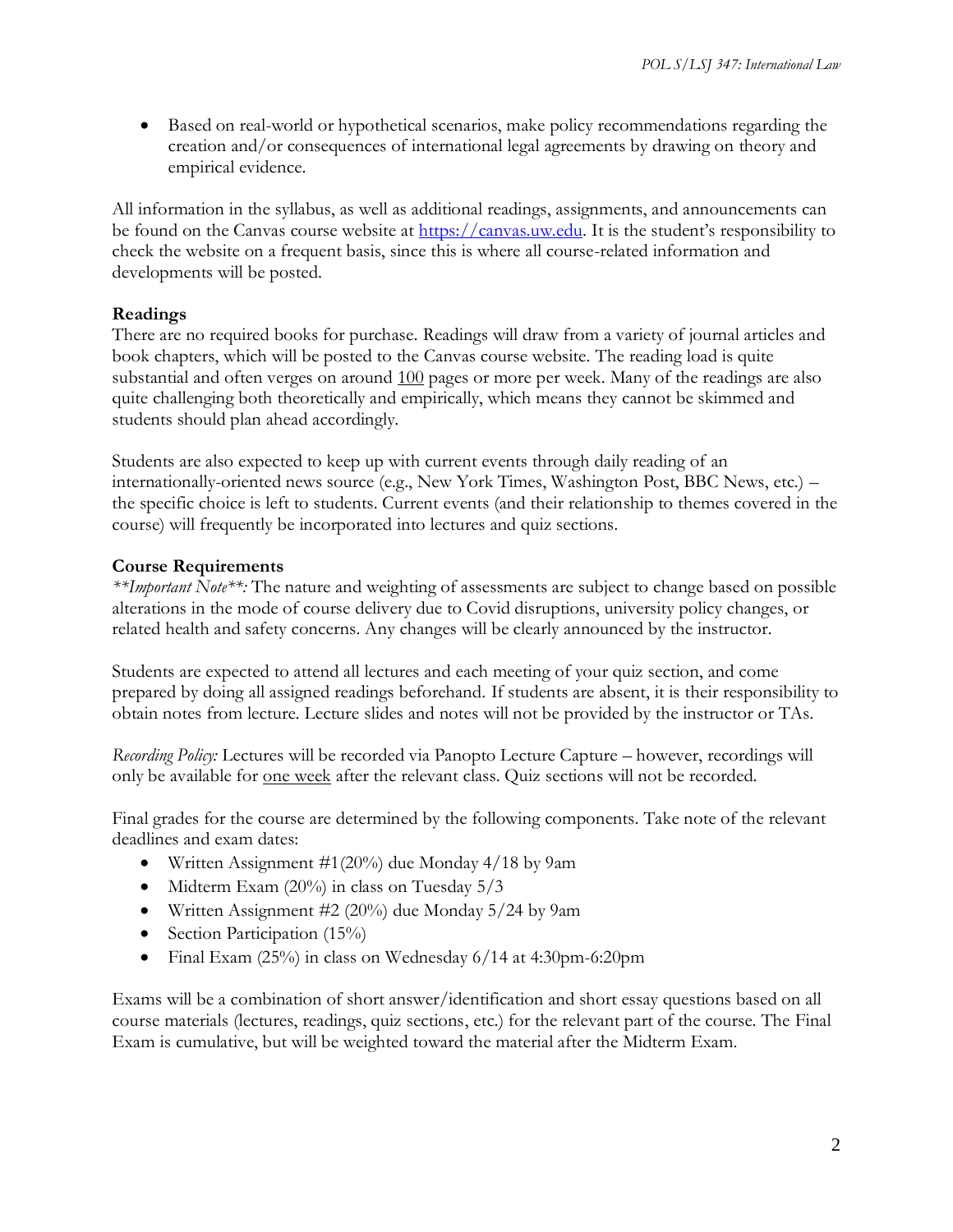- Based on real-world or hypothetical scenarios, make policy recommendations regarding the creation and/or consequences of international legal agreements by drawing on theory and empirical evidence.

All information in the syllabus, as well as additional readings, assignments, and announcements can be found on the Canvas course website at [https://canvas.uw.edu](https://canvas.uw.edu). It is the student's responsibility to check the website on a frequent basis, since this is where all course-related information and developments will be posted.

**Readings**

There are no required books for purchase. Readings will draw from a variety of journal articles and book chapters, which will be posted to the Canvas course website. The reading load is quite substantial and often verges on around 100 pages or more per week. Many of the readings are also quite challenging both theoretically and empirically, which means they cannot be skimmed and students should plan ahead accordingly.

Students are also expected to keep up with current events through daily reading of an internationally-oriented news source (e.g., New York Times, Washington Post, BBC News, etc.) – the specific choice is left to students. Current events (and their relationship to themes covered in the course) will frequently be incorporated into lectures and quiz sections.

**Course Requirements**

*\*\*Important Note\*\*:* The nature and weighting of assessments are subject to change based on possible alterations in the mode of course delivery due to Covid disruptions, university policy changes, or related health and safety concerns. Any changes will be clearly announced by the instructor.

Students are expected to attend all lectures and each meeting of your quiz section, and come prepared by doing all assigned readings beforehand. If students are absent, it is their responsibility to obtain notes from lecture. Lecture slides and notes will not be provided by the instructor or TAs.

*Recording Policy:* Lectures will be recorded via Panopto Lecture Capture – however, recordings will only be available for one week after the relevant class. Quiz sections will not be recorded.

Final grades for the course are determined by the following components. Take note of the relevant deadlines and exam dates:

- Written Assignment #1(20%) due Monday 4/18 by 9am
- Midterm Exam (20%) in class on Tuesday 5/3
- Written Assignment #2 (20%) due Monday 5/24 by 9am
- Section Participation (15%)
- Final Exam (25%) in class on Wednesday 6/14 at 4:30pm-6:20pm

Exams will be a combination of short answer/identification and short essay questions based on all course materials (lectures, readings, quiz sections, etc.) for the relevant part of the course. The Final Exam is cumulative, but will be weighted toward the material after the Midterm Exam.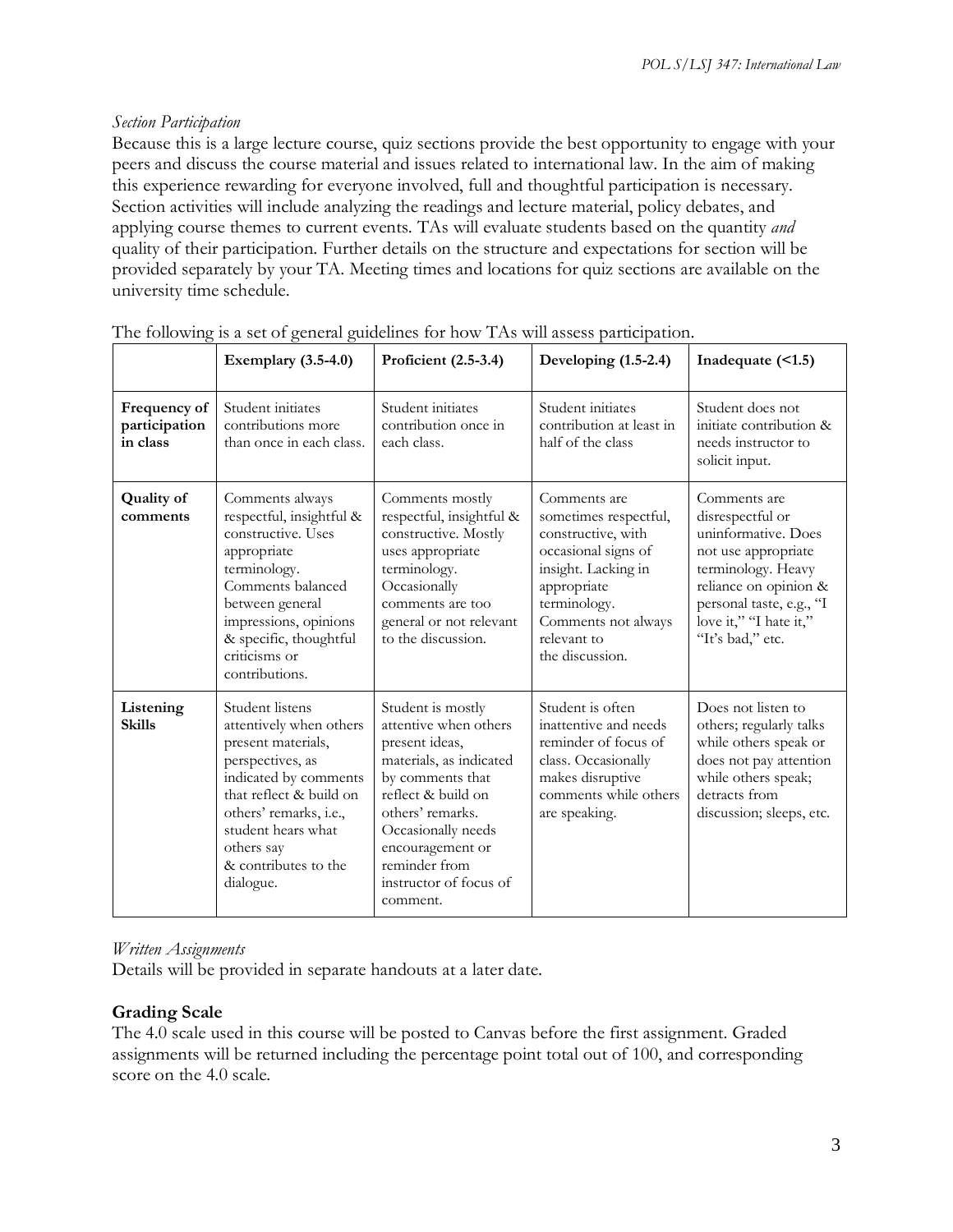*Section Participation*

Because this is a large lecture course, quiz sections provide the best opportunity to engage with your peers and discuss the course material and issues related to international law. In the aim of making this experience rewarding for everyone involved, full and thoughtful participation is necessary. Section activities will include analyzing the readings and lecture material, policy debates, and applying course themes to current events. TAs will evaluate students based on the quantity *and* quality of their participation. Further details on the structure and expectations for section will be provided separately by your TA. Meeting times and locations for quiz sections are available on the university time schedule.

The following is a set of general guidelines for how TAs will assess participation.

| | **Exemplary (3.5-4.0)** | **Proficient (2.5-3.4)** | **Developing (1.5-2.4)** | **Inadequate (<1.5)** |
|---|---|---|---|---|
| **Frequency of participation in class** | Student initiates contributions more than once in each class. | Student initiates contribution once in each class. | Student initiates contribution at least in half of the class | Student does not initiate contribution & needs instructor to solicit input. |
| **Quality of comments** | Comments always respectful, insightful & constructive. Uses appropriate terminology. Comments balanced between general impressions, opinions & specific, thoughtful criticisms or contributions. | Comments mostly respectful, insightful & constructive. Mostly uses appropriate terminology. Occasionally comments are too general or not relevant to the discussion. | Comments are sometimes respectful, constructive, with occasional signs of insight. Lacking in appropriate terminology. Comments not always relevant to the discussion. | Comments are disrespectful or uninformative. Does not use appropriate terminology. Heavy reliance on opinion & personal taste, e.g., "I love it," "I hate it," "It's bad," etc. |
| **Listening Skills** | Student listens attentively when others present materials, perspectives, as indicated by comments that reflect & build on others' remarks, i.e., student hears what others say & contributes to the dialogue. | Student is mostly attentive when others present ideas, materials, as indicated by comments that reflect & build on others' remarks. Occasionally needs encouragement or reminder from instructor of focus of comment. | Student is often inattentive and needs reminder of focus of class. Occasionally makes disruptive comments while others are speaking. | Does not listen to others; regularly talks while others speak or does not pay attention while others speak; detracts from discussion; sleeps, etc. |

*Written Assignments*

Details will be provided in separate handouts at a later date.

## Grading Scale

The 4.0 scale used in this course will be posted to Canvas before the first assignment. Graded assignments will be returned including the percentage point total out of 100, and corresponding score on the 4.0 scale.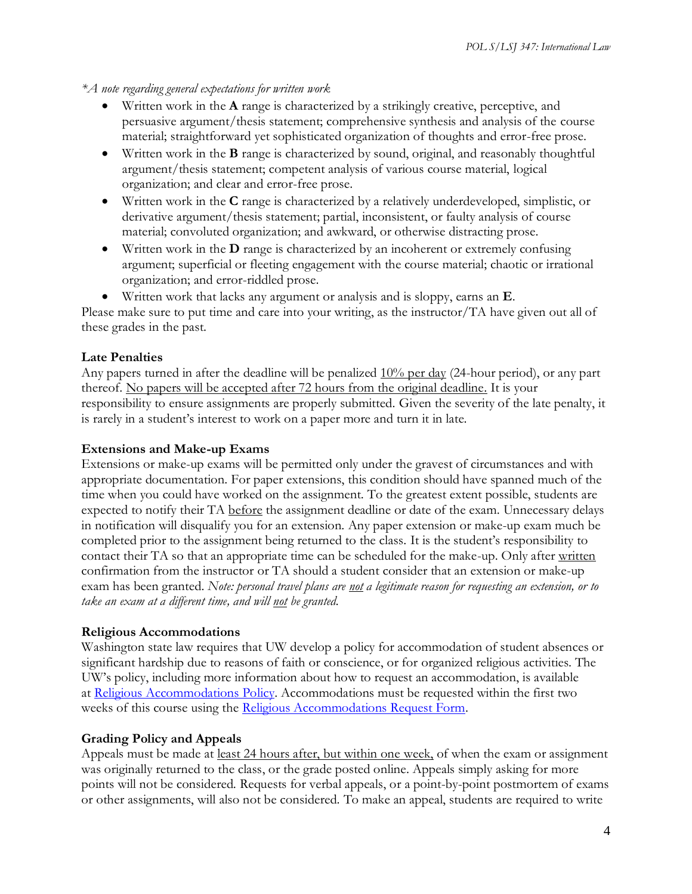*\*A note regarding general expectations for written work*

- Written work in the **A** range is characterized by a strikingly creative, perceptive, and persuasive argument/thesis statement; comprehensive synthesis and analysis of the course material; straightforward yet sophisticated organization of thoughts and error-free prose.
- Written work in the **B** range is characterized by sound, original, and reasonably thoughtful argument/thesis statement; competent analysis of various course material, logical organization; and clear and error-free prose.
- Written work in the **C** range is characterized by a relatively underdeveloped, simplistic, or derivative argument/thesis statement; partial, inconsistent, or faulty analysis of course material; convoluted organization; and awkward, or otherwise distracting prose.
- Written work in the **D** range is characterized by an incoherent or extremely confusing argument; superficial or fleeting engagement with the course material; chaotic or irrational organization; and error-riddled prose.
- Written work that lacks any argument or analysis and is sloppy, earns an **E**.

Please make sure to put time and care into your writing, as the instructor/TA have given out all of these grades in the past.

**Late Penalties**

Any papers turned in after the deadline will be penalized <u>10% per day</u> (24-hour period), or any part thereof. <u>No papers will be accepted after 72 hours from the original deadline.</u> It is your responsibility to ensure assignments are properly submitted. Given the severity of the late penalty, it is rarely in a student's interest to work on a paper more and turn it in late.

**Extensions and Make-up Exams**

Extensions or make-up exams will be permitted only under the gravest of circumstances and with appropriate documentation. For paper extensions, this condition should have spanned much of the time when you could have worked on the assignment. To the greatest extent possible, students are expected to notify their TA <u>before</u> the assignment deadline or date of the exam. Unnecessary delays in notification will disqualify you for an extension. Any paper extension or make-up exam much be completed prior to the assignment being returned to the class. It is the student's responsibility to contact their TA so that an appropriate time can be scheduled for the make-up. Only after <u>written</u> confirmation from the instructor or TA should a student consider that an extension or make-up exam has been granted. *Note: personal travel plans are <u>not</u> a legitimate reason for requesting an extension, or to take an exam at a different time, and will <u>not</u> be granted.*

**Religious Accommodations**

Washington state law requires that UW develop a policy for accommodation of student absences or significant hardship due to reasons of faith or conscience, or for organized religious activities. The UW's policy, including more information about how to request an accommodation, is available at Religious Accommodations Policy. Accommodations must be requested within the first two weeks of this course using the Religious Accommodations Request Form.

**Grading Policy and Appeals**

Appeals must be made at <u>least 24 hours after, but within one week,</u> of when the exam or assignment was originally returned to the class, or the grade posted online. Appeals simply asking for more points will not be considered. Requests for verbal appeals, or a point-by-point postmortem of exams or other assignments, will also not be considered. To make an appeal, students are required to write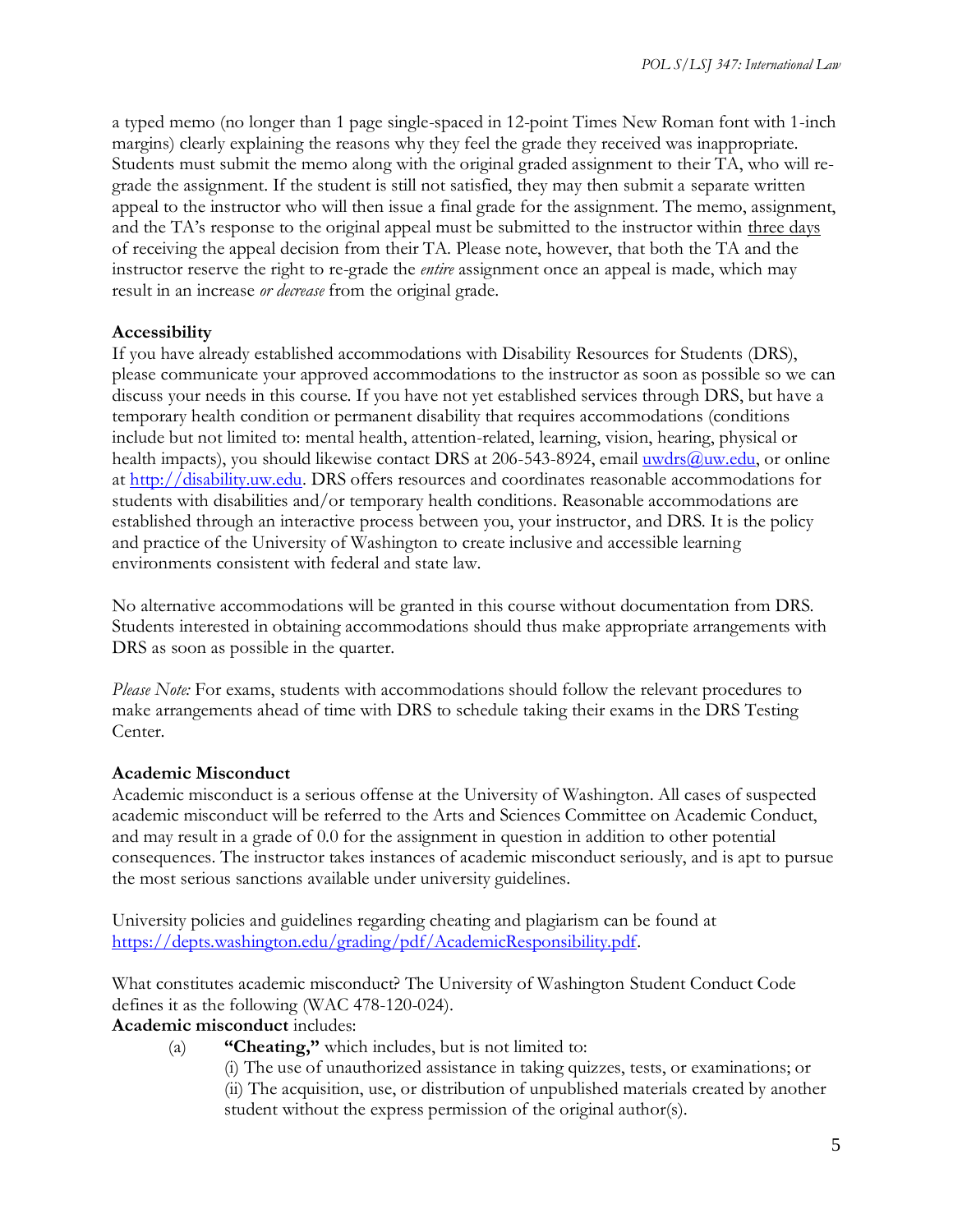a typed memo (no longer than 1 page single-spaced in 12-point Times New Roman font with 1-inch margins) clearly explaining the reasons why they feel the grade they received was inappropriate. Students must submit the memo along with the original graded assignment to their TA, who will re-grade the assignment. If the student is still not satisfied, they may then submit a separate written appeal to the instructor who will then issue a final grade for the assignment. The memo, assignment, and the TA's response to the original appeal must be submitted to the instructor within <u>three days</u> of receiving the appeal decision from their TA. Please note, however, that both the TA and the instructor reserve the right to re-grade the *entire* assignment once an appeal is made, which may result in an increase *or decrease* from the original grade.

**Accessibility**

If you have already established accommodations with Disability Resources for Students (DRS), please communicate your approved accommodations to the instructor as soon as possible so we can discuss your needs in this course. If you have not yet established services through DRS, but have a temporary health condition or permanent disability that requires accommodations (conditions include but not limited to: mental health, attention-related, learning, vision, hearing, physical or health impacts), you should likewise contact DRS at 206-543-8924, email [uwdrs@uw.edu](mailto:uwdrs@uw.edu), or online at [http://disability.uw.edu](http://disability.uw.edu). DRS offers resources and coordinates reasonable accommodations for students with disabilities and/or temporary health conditions. Reasonable accommodations are established through an interactive process between you, your instructor, and DRS. It is the policy and practice of the University of Washington to create inclusive and accessible learning environments consistent with federal and state law.

No alternative accommodations will be granted in this course without documentation from DRS. Students interested in obtaining accommodations should thus make appropriate arrangements with DRS as soon as possible in the quarter.

*Please Note:* For exams, students with accommodations should follow the relevant procedures to make arrangements ahead of time with DRS to schedule taking their exams in the DRS Testing Center.

**Academic Misconduct**

Academic misconduct is a serious offense at the University of Washington. All cases of suspected academic misconduct will be referred to the Arts and Sciences Committee on Academic Conduct, and may result in a grade of 0.0 for the assignment in question in addition to other potential consequences. The instructor takes instances of academic misconduct seriously, and is apt to pursue the most serious sanctions available under university guidelines.

University policies and guidelines regarding cheating and plagiarism can be found at [https://depts.washington.edu/grading/pdf/AcademicResponsibility.pdf](https://depts.washington.edu/grading/pdf/AcademicResponsibility.pdf).

What constitutes academic misconduct? The University of Washington Student Conduct Code defines it as the following (WAC 478-120-024).

**Academic misconduct** includes:

(a) **"Cheating,"** which includes, but is not limited to:

(i) The use of unauthorized assistance in taking quizzes, tests, or examinations; or

(ii) The acquisition, use, or distribution of unpublished materials created by another student without the express permission of the original author(s).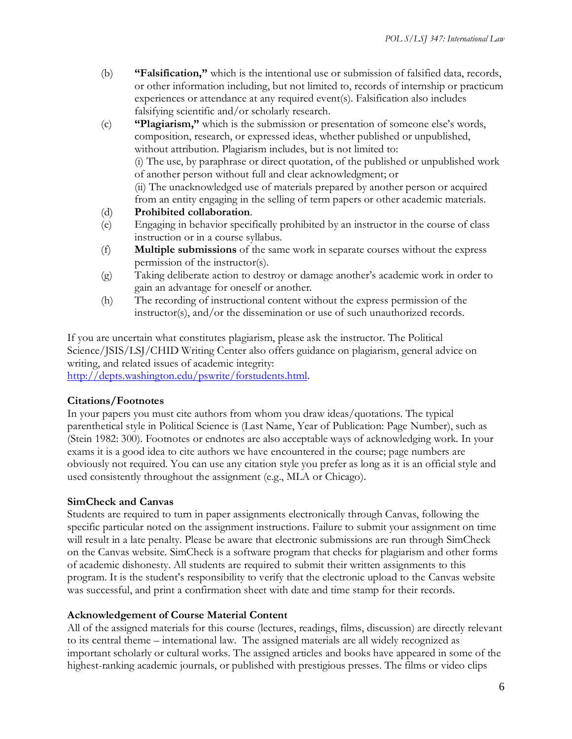(b) **"Falsification,"** which is the intentional use or submission of falsified data, records, or other information including, but not limited to, records of internship or practicum experiences or attendance at any required event(s). Falsification also includes falsifying scientific and/or scholarly research.

(c) **"Plagiarism,"** which is the submission or presentation of someone else's words, composition, research, or expressed ideas, whether published or unpublished, without attribution. Plagiarism includes, but is not limited to:
(i) The use, by paraphrase or direct quotation, of the published or unpublished work of another person without full and clear acknowledgment; or
(ii) The unacknowledged use of materials prepared by another person or acquired from an entity engaging in the selling of term papers or other academic materials.

(d) **Prohibited collaboration**.

(e) Engaging in behavior specifically prohibited by an instructor in the course of class instruction or in a course syllabus.

(f) **Multiple submissions** of the same work in separate courses without the express permission of the instructor(s).

(g) Taking deliberate action to destroy or damage another's academic work in order to gain an advantage for oneself or another.

(h) The recording of instructional content without the express permission of the instructor(s), and/or the dissemination or use of such unauthorized records.

If you are uncertain what constitutes plagiarism, please ask the instructor. The Political Science/JSIS/LSJ/CHID Writing Center also offers guidance on plagiarism, general advice on writing, and related issues of academic integrity: http://depts.washington.edu/pswrite/forstudents.html.

**Citations/Footnotes**

In your papers you must cite authors from whom you draw ideas/quotations. The typical parenthetical style in Political Science is (Last Name, Year of Publication: Page Number), such as (Stein 1982: 300). Footnotes or endnotes are also acceptable ways of acknowledging work. In your exams it is a good idea to cite authors we have encountered in the course; page numbers are obviously not required. You can use any citation style you prefer as long as it is an official style and used consistently throughout the assignment (e.g., MLA or Chicago).

**SimCheck and Canvas**

Students are required to turn in paper assignments electronically through Canvas, following the specific particular noted on the assignment instructions. Failure to submit your assignment on time will result in a late penalty. Please be aware that electronic submissions are run through SimCheck on the Canvas website. SimCheck is a software program that checks for plagiarism and other forms of academic dishonesty. All students are required to submit their written assignments to this program. It is the student's responsibility to verify that the electronic upload to the Canvas website was successful, and print a confirmation sheet with date and time stamp for their records.

**Acknowledgement of Course Material Content**

All of the assigned materials for this course (lectures, readings, films, discussion) are directly relevant to its central theme – international law. The assigned materials are all widely recognized as important scholarly or cultural works. The assigned articles and books have appeared in some of the highest-ranking academic journals, or published with prestigious presses. The films or video clips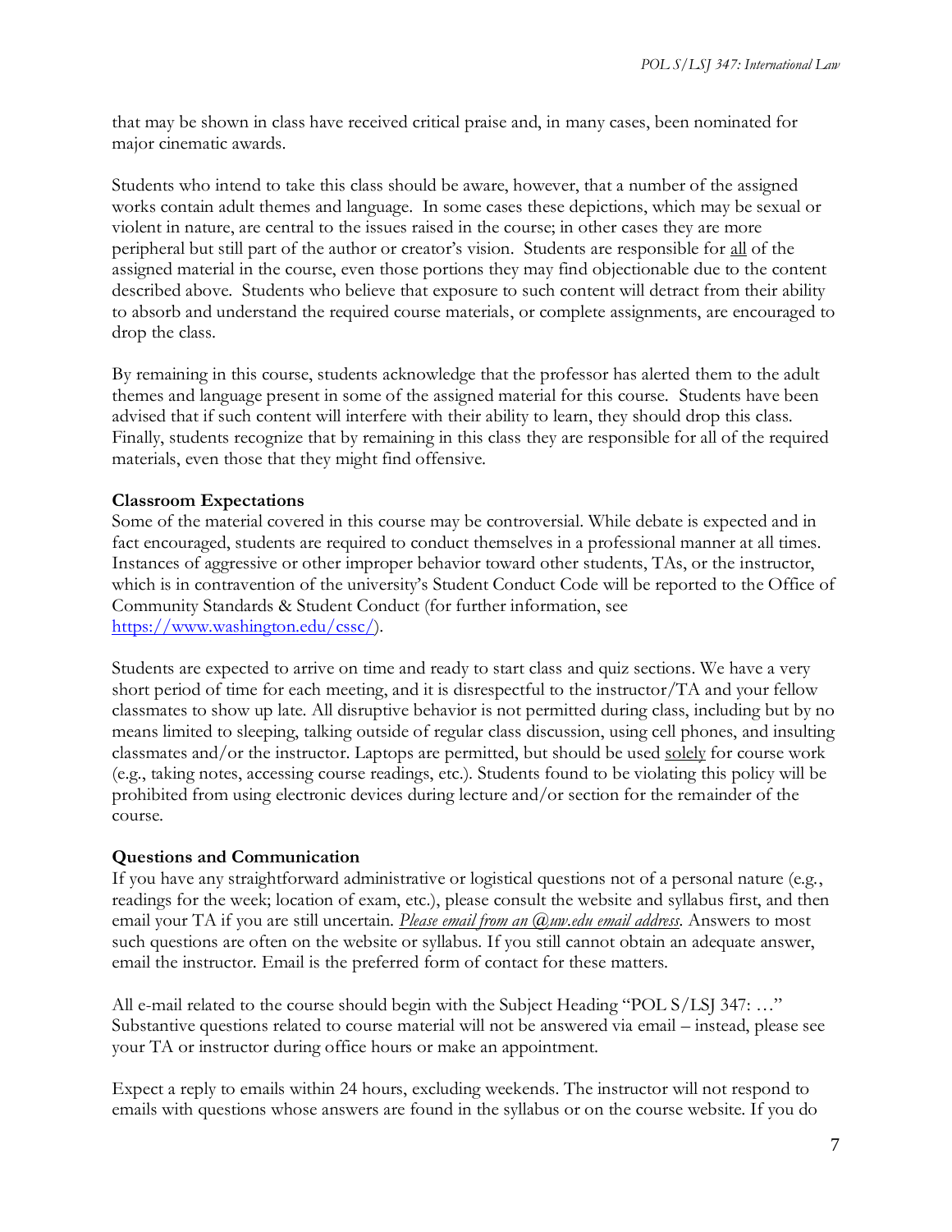that may be shown in class have received critical praise and, in many cases, been nominated for major cinematic awards.

Students who intend to take this class should be aware, however, that a number of the assigned works contain adult themes and language. In some cases these depictions, which may be sexual or violent in nature, are central to the issues raised in the course; in other cases they are more peripheral but still part of the author or creator's vision. Students are responsible for <u>all</u> of the assigned material in the course, even those portions they may find objectionable due to the content described above. Students who believe that exposure to such content will detract from their ability to absorb and understand the required course materials, or complete assignments, are encouraged to drop the class.

By remaining in this course, students acknowledge that the professor has alerted them to the adult themes and language present in some of the assigned material for this course. Students have been advised that if such content will interfere with their ability to learn, they should drop this class. Finally, students recognize that by remaining in this class they are responsible for all of the required materials, even those that they might find offensive.

**Classroom Expectations**

Some of the material covered in this course may be controversial. While debate is expected and in fact encouraged, students are required to conduct themselves in a professional manner at all times. Instances of aggressive or other improper behavior toward other students, TAs, or the instructor, which is in contravention of the university's Student Conduct Code will be reported to the Office of Community Standards & Student Conduct (for further information, see [https://www.washington.edu/cssc/](https://www.washington.edu/cssc/)).

Students are expected to arrive on time and ready to start class and quiz sections. We have a very short period of time for each meeting, and it is disrespectful to the instructor/TA and your fellow classmates to show up late. All disruptive behavior is not permitted during class, including but by no means limited to sleeping, talking outside of regular class discussion, using cell phones, and insulting classmates and/or the instructor. Laptops are permitted, but should be used <u>solely</u> for course work (e.g., taking notes, accessing course readings, etc.). Students found to be violating this policy will be prohibited from using electronic devices during lecture and/or section for the remainder of the course.

**Questions and Communication**

If you have any straightforward administrative or logistical questions not of a personal nature (e.g., readings for the week; location of exam, etc.), please consult the website and syllabus first, and then email your TA if you are still uncertain. *<u>Please email from an @uw.edu email address</u>*. Answers to most such questions are often on the website or syllabus. If you still cannot obtain an adequate answer, email the instructor. Email is the preferred form of contact for these matters.

All e-mail related to the course should begin with the Subject Heading "POL S/LSJ 347: …" Substantive questions related to course material will not be answered via email – instead, please see your TA or instructor during office hours or make an appointment.

Expect a reply to emails within 24 hours, excluding weekends. The instructor will not respond to emails with questions whose answers are found in the syllabus or on the course website. If you do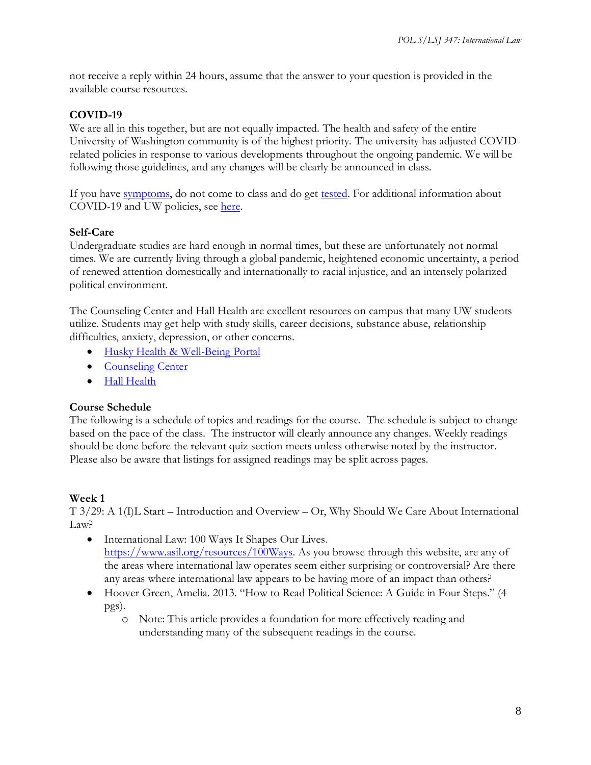not receive a reply within 24 hours, assume that the answer to your question is provided in the available course resources.

### COVID-19

We are all in this together, but are not equally impacted. The health and safety of the entire University of Washington community is of the highest priority. The university has adjusted COVID-related policies in response to various developments throughout the ongoing pandemic. We will be following those guidelines, and any changes will be clearly be announced in class.

If you have symptoms, do not come to class and do get tested. For additional information about COVID-19 and UW policies, see here.

### Self-Care

Undergraduate studies are hard enough in normal times, but these are unfortunately not normal times. We are currently living through a global pandemic, heightened economic uncertainty, a period of renewed attention domestically and internationally to racial injustice, and an intensely polarized political environment.

The Counseling Center and Hall Health are excellent resources on campus that many UW students utilize. Students may get help with study skills, career decisions, substance abuse, relationship difficulties, anxiety, depression, or other concerns.

- Husky Health & Well-Being Portal
- Counseling Center
- Hall Health

### Course Schedule

The following is a schedule of topics and readings for the course. The schedule is subject to change based on the pace of the class. The instructor will clearly announce any changes. Weekly readings should be done before the relevant quiz section meets unless otherwise noted by the instructor. Please also be aware that listings for assigned readings may be split across pages.

### Week 1

T 3/29: A 1(I)L Start – Introduction and Overview – Or, Why Should We Care About International Law?

- International Law: 100 Ways It Shapes Our Lives. https://www.asil.org/resources/100Ways. As you browse through this website, are any of the areas where international law operates seem either surprising or controversial? Are there any areas where international law appears to be having more of an impact than others?
- Hoover Green, Amelia. 2013. "How to Read Political Science: A Guide in Four Steps." (4 pgs).
  - Note: This article provides a foundation for more effectively reading and understanding many of the subsequent readings in the course.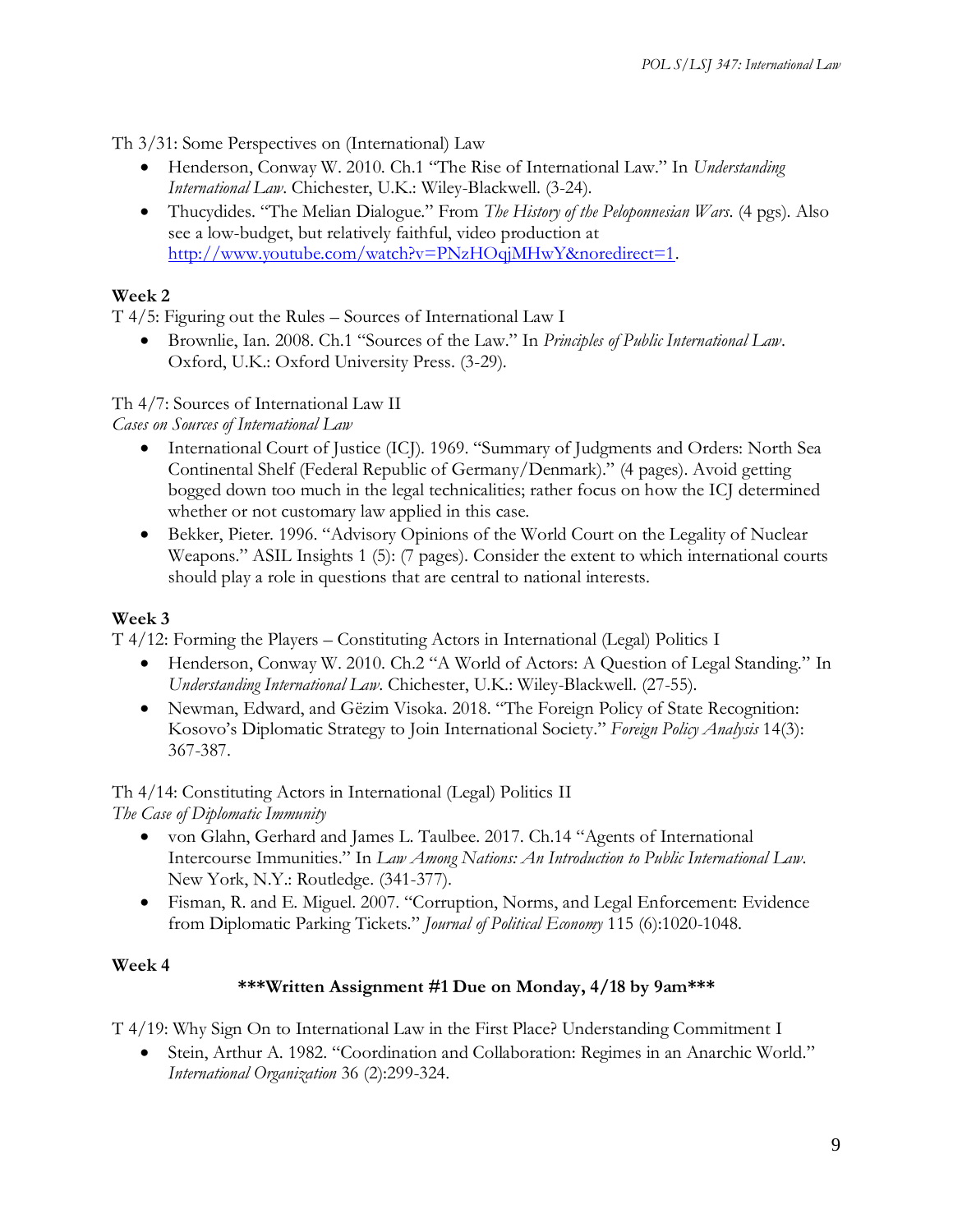Th 3/31: Some Perspectives on (International) Law

- Henderson, Conway W. 2010. Ch.1 "The Rise of International Law." In *Understanding International Law*. Chichester, U.K.: Wiley-Blackwell. (3-24).
- Thucydides. "The Melian Dialogue." From *The History of the Peloponnesian Wars*. (4 pgs). Also see a low-budget, but relatively faithful, video production at http://www.youtube.com/watch?v=PNzHOqjMHwY&noredirect=1.

**Week 2**

T 4/5: Figuring out the Rules – Sources of International Law I

- Brownlie, Ian. 2008. Ch.1 "Sources of the Law." In *Principles of Public International Law*. Oxford, U.K.: Oxford University Press. (3-29).

Th 4/7: Sources of International Law II
*Cases on Sources of International Law*

- International Court of Justice (ICJ). 1969. "Summary of Judgments and Orders: North Sea Continental Shelf (Federal Republic of Germany/Denmark)." (4 pages). Avoid getting bogged down too much in the legal technicalities; rather focus on how the ICJ determined whether or not customary law applied in this case.
- Bekker, Pieter. 1996. "Advisory Opinions of the World Court on the Legality of Nuclear Weapons." ASIL Insights 1 (5): (7 pages). Consider the extent to which international courts should play a role in questions that are central to national interests.

**Week 3**

T 4/12: Forming the Players – Constituting Actors in International (Legal) Politics I

- Henderson, Conway W. 2010. Ch.2 "A World of Actors: A Question of Legal Standing." In *Understanding International Law*. Chichester, U.K.: Wiley-Blackwell. (27-55).
- Newman, Edward, and Gëzim Visoka. 2018. "The Foreign Policy of State Recognition: Kosovo's Diplomatic Strategy to Join International Society." *Foreign Policy Analysis* 14(3): 367-387.

Th 4/14: Constituting Actors in International (Legal) Politics II
*The Case of Diplomatic Immunity*

- von Glahn, Gerhard and James L. Taulbee. 2017. Ch.14 "Agents of International Intercourse Immunities." In *Law Among Nations: An Introduction to Public International Law*. New York, N.Y.: Routledge. (341-377).
- Fisman, R. and E. Miguel. 2007. "Corruption, Norms, and Legal Enforcement: Evidence from Diplomatic Parking Tickets." *Journal of Political Economy* 115 (6):1020-1048.

**Week 4**

**\*\*\*Written Assignment #1 Due on Monday, 4/18 by 9am\*\*\***

T 4/19: Why Sign On to International Law in the First Place? Understanding Commitment I

- Stein, Arthur A. 1982. "Coordination and Collaboration: Regimes in an Anarchic World." *International Organization* 36 (2):299-324.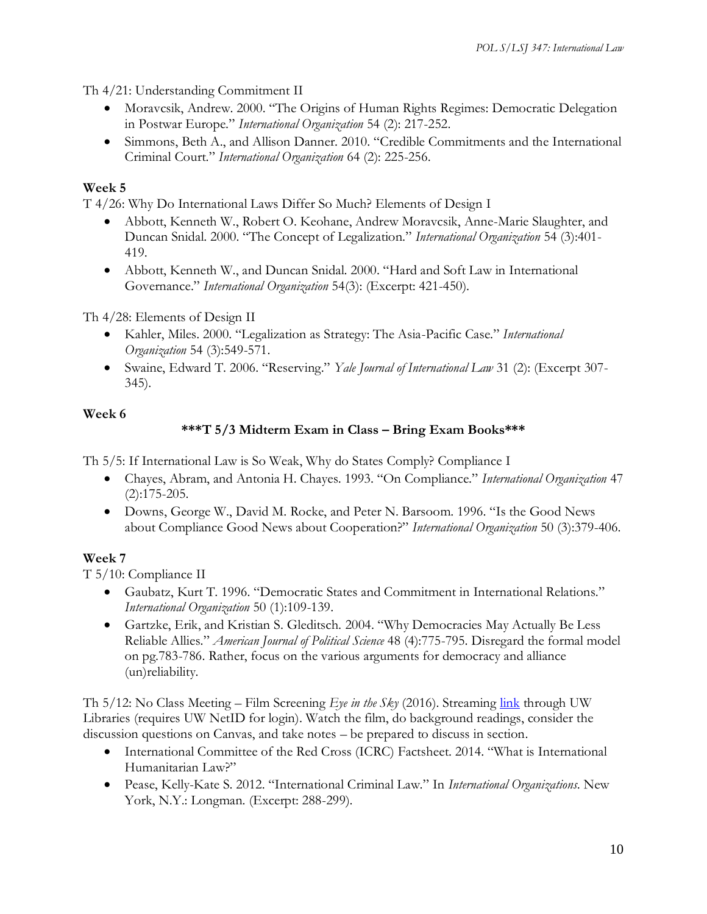Th 4/21: Understanding Commitment II

- Moravcsik, Andrew. 2000. "The Origins of Human Rights Regimes: Democratic Delegation in Postwar Europe." *International Organization* 54 (2): 217-252.
- Simmons, Beth A., and Allison Danner. 2010. "Credible Commitments and the International Criminal Court." *International Organization* 64 (2): 225-256.

**Week 5**

T 4/26: Why Do International Laws Differ So Much? Elements of Design I

- Abbott, Kenneth W., Robert O. Keohane, Andrew Moravcsik, Anne-Marie Slaughter, and Duncan Snidal. 2000. "The Concept of Legalization." *International Organization* 54 (3):401-419.
- Abbott, Kenneth W., and Duncan Snidal. 2000. "Hard and Soft Law in International Governance." *International Organization* 54(3): (Excerpt: 421-450).

Th 4/28: Elements of Design II

- Kahler, Miles. 2000. "Legalization as Strategy: The Asia-Pacific Case." *International Organization* 54 (3):549-571.
- Swaine, Edward T. 2006. "Reserving." *Yale Journal of International Law* 31 (2): (Excerpt 307-345).

**Week 6**

**\*\*\*T 5/3 Midterm Exam in Class – Bring Exam Books\*\*\***

Th 5/5: If International Law is So Weak, Why do States Comply? Compliance I

- Chayes, Abram, and Antonia H. Chayes. 1993. "On Compliance." *International Organization* 47 (2):175-205.
- Downs, George W., David M. Rocke, and Peter N. Barsoom. 1996. "Is the Good News about Compliance Good News about Cooperation?" *International Organization* 50 (3):379-406.

**Week 7**

T 5/10: Compliance II

- Gaubatz, Kurt T. 1996. "Democratic States and Commitment in International Relations." *International Organization* 50 (1):109-139.
- Gartzke, Erik, and Kristian S. Gleditsch. 2004. "Why Democracies May Actually Be Less Reliable Allies." *American Journal of Political Science* 48 (4):775-795. Disregard the formal model on pg.783-786. Rather, focus on the various arguments for democracy and alliance (un)reliability.

Th 5/12: No Class Meeting – Film Screening *Eye in the Sky* (2016). Streaming link through UW Libraries (requires UW NetID for login). Watch the film, do background readings, consider the discussion questions on Canvas, and take notes – be prepared to discuss in section.

- International Committee of the Red Cross (ICRC) Factsheet. 2014. "What is International Humanitarian Law?"
- Pease, Kelly-Kate S. 2012. "International Criminal Law." In *International Organizations*. New York, N.Y.: Longman. (Excerpt: 288-299).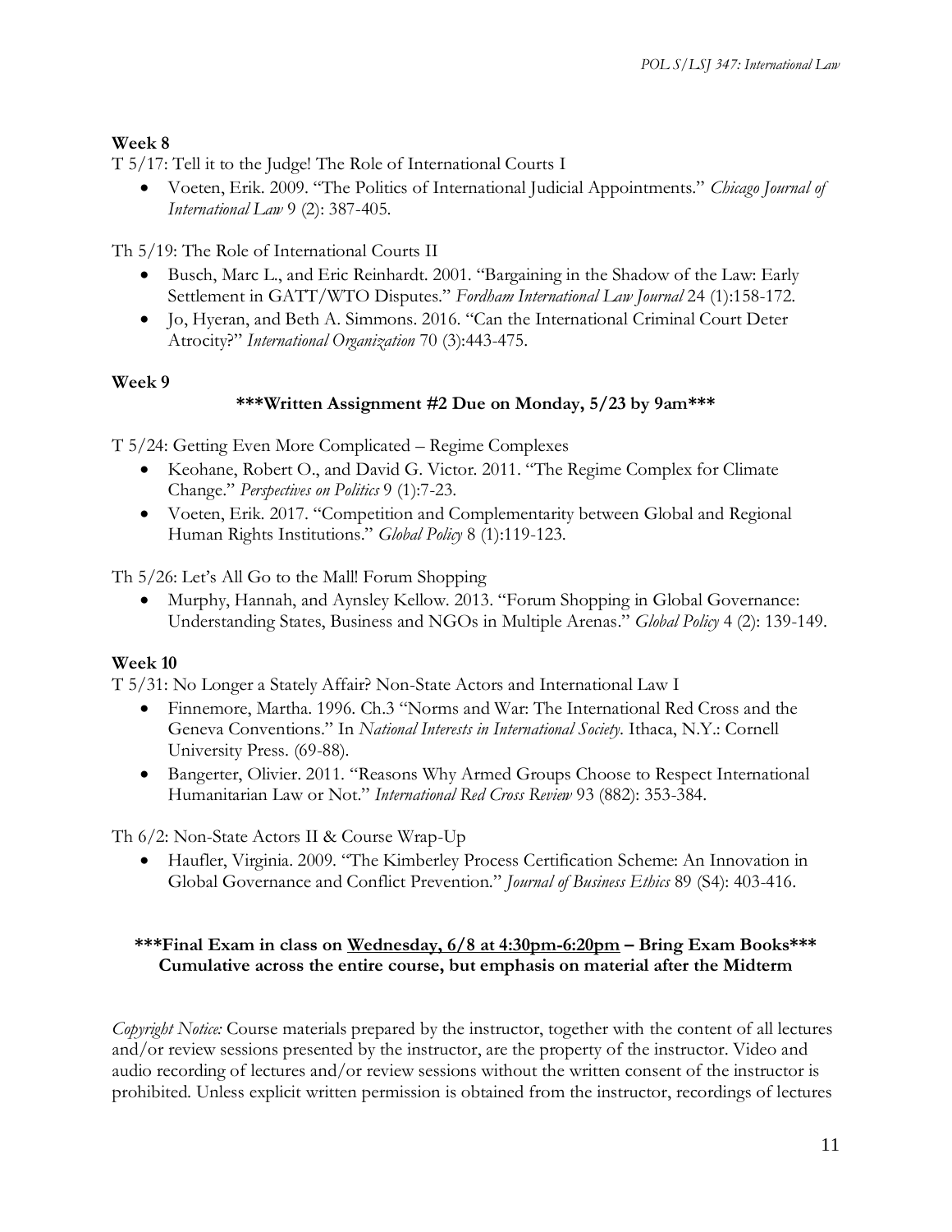**Week 8**

T 5/17: Tell it to the Judge! The Role of International Courts I

- Voeten, Erik. 2009. "The Politics of International Judicial Appointments." *Chicago Journal of International Law* 9 (2): 387-405.

Th 5/19: The Role of International Courts II

- Busch, Marc L., and Eric Reinhardt. 2001. "Bargaining in the Shadow of the Law: Early Settlement in GATT/WTO Disputes." *Fordham International Law Journal* 24 (1):158-172.
- Jo, Hyeran, and Beth A. Simmons. 2016. "Can the International Criminal Court Deter Atrocity?" *International Organization* 70 (3):443-475.

**Week 9**

**\*\*\*Written Assignment #2 Due on Monday, 5/23 by 9am\*\*\***

T 5/24: Getting Even More Complicated – Regime Complexes

- Keohane, Robert O., and David G. Victor. 2011. "The Regime Complex for Climate Change." *Perspectives on Politics* 9 (1):7-23.
- Voeten, Erik. 2017. "Competition and Complementarity between Global and Regional Human Rights Institutions." *Global Policy* 8 (1):119-123.

Th 5/26: Let's All Go to the Mall! Forum Shopping

- Murphy, Hannah, and Aynsley Kellow. 2013. "Forum Shopping in Global Governance: Understanding States, Business and NGOs in Multiple Arenas." *Global Policy* 4 (2): 139-149.

**Week 10**

T 5/31: No Longer a Stately Affair? Non-State Actors and International Law I

- Finnemore, Martha. 1996. Ch.3 "Norms and War: The International Red Cross and the Geneva Conventions." In *National Interests in International Society*. Ithaca, N.Y.: Cornell University Press. (69-88).
- Bangerter, Olivier. 2011. "Reasons Why Armed Groups Choose to Respect International Humanitarian Law or Not." *International Red Cross Review* 93 (882): 353-384.

Th 6/2: Non-State Actors II & Course Wrap-Up

- Haufler, Virginia. 2009. "The Kimberley Process Certification Scheme: An Innovation in Global Governance and Conflict Prevention." *Journal of Business Ethics* 89 (S4): 403-416.

**\*\*\*Final Exam in class on <u>Wednesday, 6/8 at 4:30pm-6:20pm</u> – Bring Exam Books\*\*\***
**Cumulative across the entire course, but emphasis on material after the Midterm**

*Copyright Notice:* Course materials prepared by the instructor, together with the content of all lectures and/or review sessions presented by the instructor, are the property of the instructor. Video and audio recording of lectures and/or review sessions without the written consent of the instructor is prohibited. Unless explicit written permission is obtained from the instructor, recordings of lectures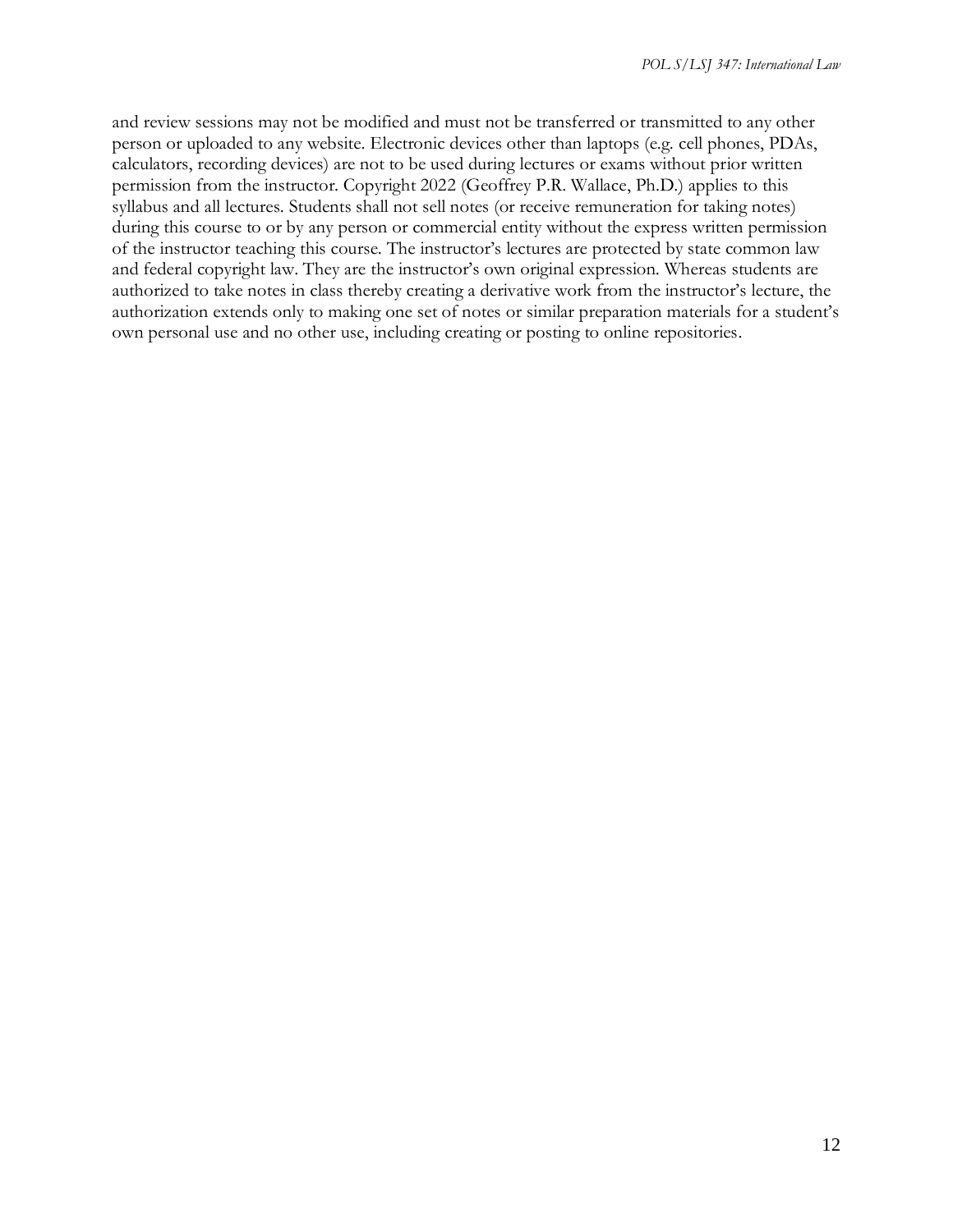and review sessions may not be modified and must not be transferred or transmitted to any other person or uploaded to any website. Electronic devices other than laptops (e.g. cell phones, PDAs, calculators, recording devices) are not to be used during lectures or exams without prior written permission from the instructor. Copyright 2022 (Geoffrey P.R. Wallace, Ph.D.) applies to this syllabus and all lectures. Students shall not sell notes (or receive remuneration for taking notes) during this course to or by any person or commercial entity without the express written permission of the instructor teaching this course. The instructor's lectures are protected by state common law and federal copyright law. They are the instructor's own original expression. Whereas students are authorized to take notes in class thereby creating a derivative work from the instructor's lecture, the authorization extends only to making one set of notes or similar preparation materials for a student's own personal use and no other use, including creating or posting to online repositories.